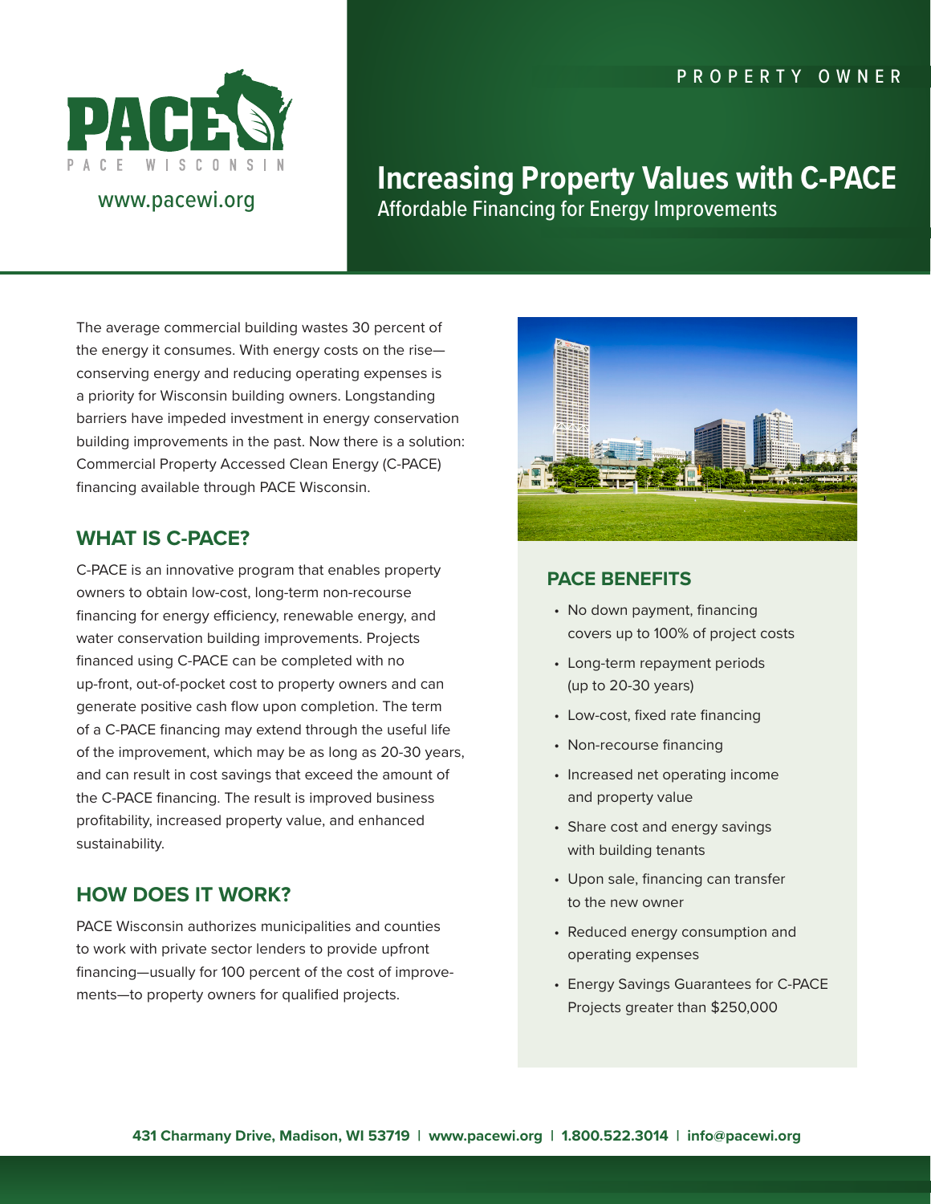PACE WISCONSIN

www.pacewi.org

PROPERTY OWNER

# Increasing Property Values with C-PACE

Affordable Financing for Energy Improvements

The average commercial building wastes 30 percent of the energy it consumes. With energy costs on the rise—conserving energy and reducing operating expenses is a priority for Wisconsin building owners. Longstanding barriers have impeded investment in energy conservation building improvements in the past. Now there is a solution: Commercial Property Accessed Clean Energy (C-PACE) financing available through PACE Wisconsin.

## WHAT IS C-PACE?

C-PACE is an innovative program that enables property owners to obtain low-cost, long-term non-recourse financing for energy efficiency, renewable energy, and water conservation building improvements. Projects financed using C-PACE can be completed with no up-front, out-of-pocket cost to property owners and can generate positive cash flow upon completion. The term of a C-PACE financing may extend through the useful life of the improvement, which may be as long as 20-30 years, and can result in cost savings that exceed the amount of the C-PACE financing. The result is improved business profitability, increased property value, and enhanced sustainability.

## HOW DOES IT WORK?

PACE Wisconsin authorizes municipalities and counties to work with private sector lenders to provide upfront financing—usually for 100 percent of the cost of improvements—to property owners for qualified projects.

## PACE BENEFITS

- No down payment, financing covers up to 100% of project costs
- Long-term repayment periods (up to 20-30 years)
- Low-cost, fixed rate financing
- Non-recourse financing
- Increased net operating income and property value
- Share cost and energy savings with building tenants
- Upon sale, financing can transfer to the new owner
- Reduced energy consumption and operating expenses
- Energy Savings Guarantees for C-PACE Projects greater than $250,000

**431 Charmany Drive, Madison, WI 53719 | www.pacewi.org | 1.800.522.3014 | info@pacewi.org**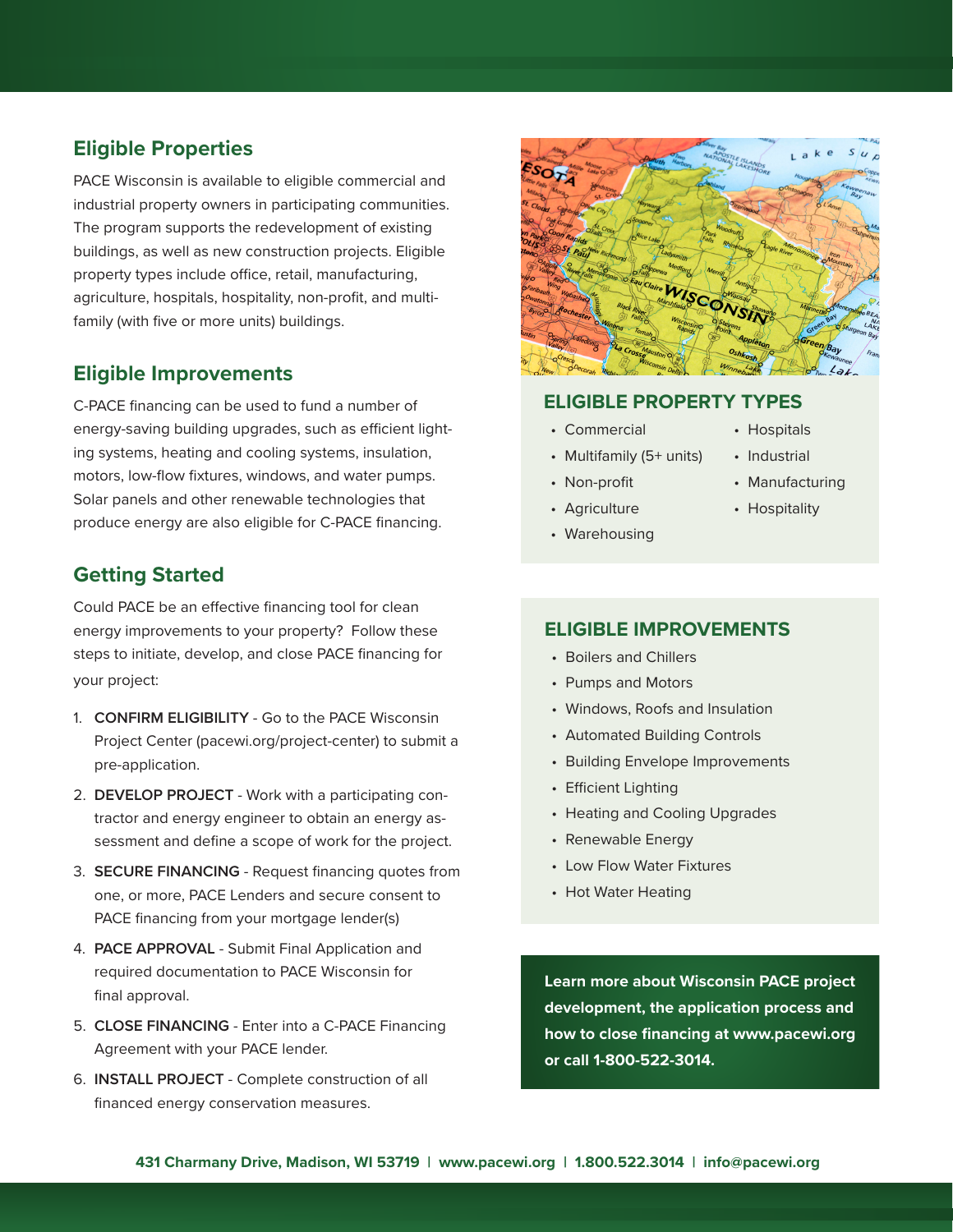## Eligible Properties

PACE Wisconsin is available to eligible commercial and industrial property owners in participating communities. The program supports the redevelopment of existing buildings, as well as new construction projects. Eligible property types include office, retail, manufacturing, agriculture, hospitals, hospitality, non-profit, and multi-family (with five or more units) buildings.

## Eligible Improvements

C-PACE financing can be used to fund a number of energy-saving building upgrades, such as efficient lighting systems, heating and cooling systems, insulation, motors, low-flow fixtures, windows, and water pumps. Solar panels and other renewable technologies that produce energy are also eligible for C-PACE financing.

## Getting Started

Could PACE be an effective financing tool for clean energy improvements to your property? Follow these steps to initiate, develop, and close PACE financing for your project:

1. **CONFIRM ELIGIBILITY** - Go to the PACE Wisconsin Project Center (pacewi.org/project-center) to submit a pre-application.
2. **DEVELOP PROJECT** - Work with a participating contractor and energy engineer to obtain an energy assessment and define a scope of work for the project.
3. **SECURE FINANCING** - Request financing quotes from one, or more, PACE Lenders and secure consent to PACE financing from your mortgage lender(s)
4. **PACE APPROVAL** - Submit Final Application and required documentation to PACE Wisconsin for final approval.
5. **CLOSE FINANCING** - Enter into a C-PACE Financing Agreement with your PACE lender.
6. **INSTALL PROJECT** - Complete construction of all financed energy conservation measures.

### ELIGIBLE PROPERTY TYPES

- Commercial
- Multifamily (5+ units)
- Non-profit
- Agriculture
- Warehousing
- Hospitals
- Industrial
- Manufacturing
- Hospitality

### ELIGIBLE IMPROVEMENTS

- Boilers and Chillers
- Pumps and Motors
- Windows, Roofs and Insulation
- Automated Building Controls
- Building Envelope Improvements
- Efficient Lighting
- Heating and Cooling Upgrades
- Renewable Energy
- Low Flow Water Fixtures
- Hot Water Heating

**Learn more about Wisconsin PACE project development, the application process and how to close financing at www.pacewi.org or call 1-800-522-3014.**

**431 Charmany Drive, Madison, WI 53719 | www.pacewi.org | 1.800.522.3014 | info@pacewi.org**